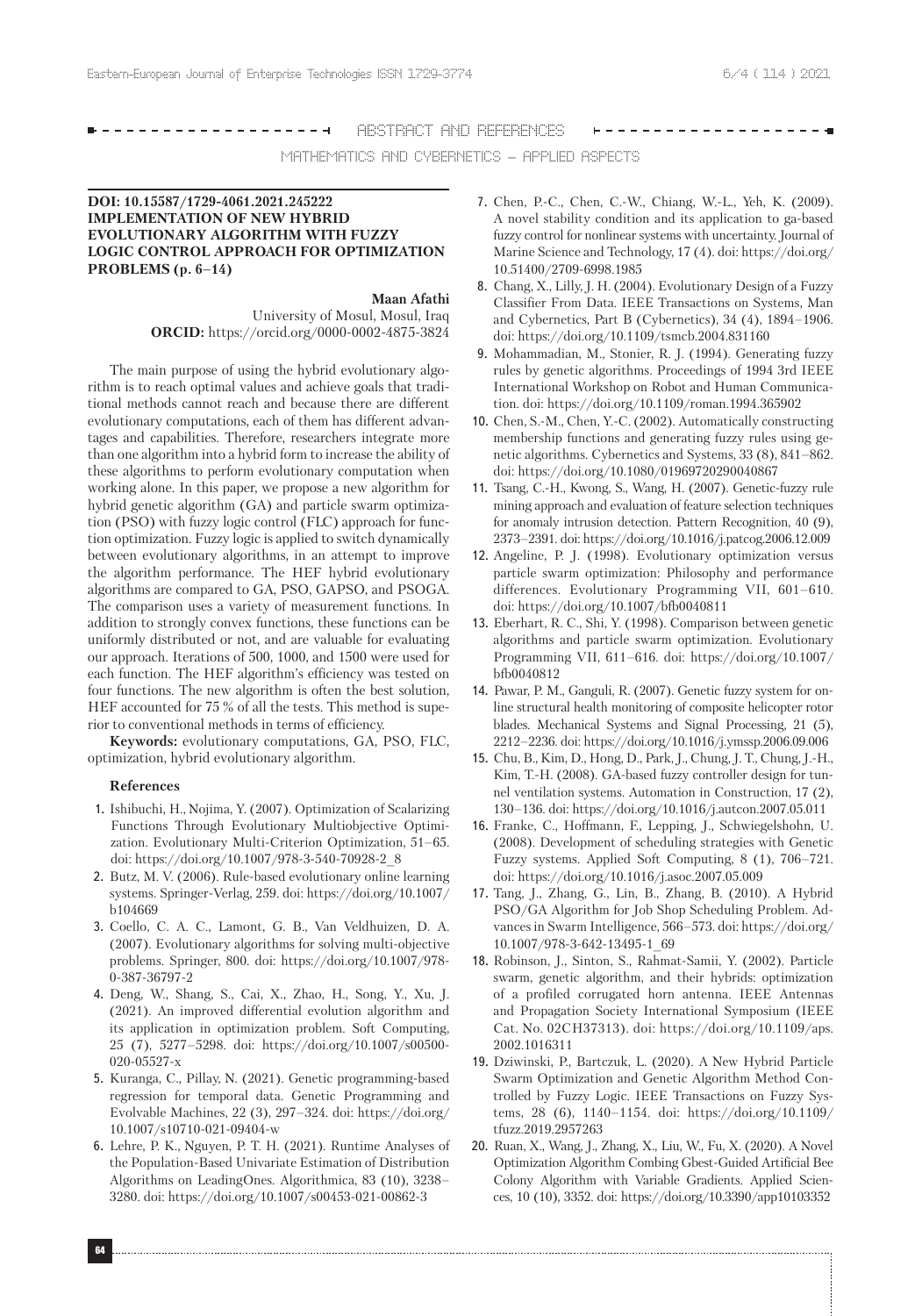ABSTRACT AND REFERENCES

MATHEMATICS AND CYBERNETICS – APPLIED ASPECTS

**DOI: 10.15587/1729-4061.2021.245222**
**IMPLEMENTATION OF NEW HYBRID EVOLUTIONARY ALGORITHM WITH FUZZY LOGIC CONTROL APPROACH FOR OPTIMIZATION PROBLEMS (p. 6–14)**

**Maan Afathi**
University of Mosul, Mosul, Iraq
**ORCID:** https://orcid.org/0000-0002-4875-3824

The main purpose of using the hybrid evolutionary algorithm is to reach optimal values and achieve goals that traditional methods cannot reach and because there are different evolutionary computations, each of them has different advantages and capabilities. Therefore, researchers integrate more than one algorithm into a hybrid form to increase the ability of these algorithms to perform evolutionary computation when working alone. In this paper, we propose a new algorithm for hybrid genetic algorithm (GA) and particle swarm optimization (PSO) with fuzzy logic control (FLC) approach for function optimization. Fuzzy logic is applied to switch dynamically between evolutionary algorithms, in an attempt to improve the algorithm performance. The HEF hybrid evolutionary algorithms are compared to GA, PSO, GAPSO, and PSOGA. The comparison uses a variety of measurement functions. In addition to strongly convex functions, these functions can be uniformly distributed or not, and are valuable for evaluating our approach. Iterations of 500, 1000, and 1500 were used for each function. The HEF algorithm's efficiency was tested on four functions. The new algorithm is often the best solution, HEF accounted for 75 % of all the tests. This method is superior to conventional methods in terms of efficiency.

**Keywords:** evolutionary computations, GA, PSO, FLC, optimization, hybrid evolutionary algorithm.

**References**

1. Ishibuchi, H., Nojima, Y. (2007). Optimization of Scalarizing Functions Through Evolutionary Multiobjective Optimization. Evolutionary Multi-Criterion Optimization, 51–65. doi: https://doi.org/10.1007/978-3-540-70928-2_8
2. Butz, M. V. (2006). Rule-based evolutionary online learning systems. Springer-Verlag, 259. doi: https://doi.org/10.1007/b104669
3. Coello, C. A. C., Lamont, G. B., Van Veldhuizen, D. A. (2007). Evolutionary algorithms for solving multi-objective problems. Springer, 800. doi: https://doi.org/10.1007/978-0-387-36797-2
4. Deng, W., Shang, S., Cai, X., Zhao, H., Song, Y., Xu, J. (2021). An improved differential evolution algorithm and its application in optimization problem. Soft Computing, 25 (7), 5277–5298. doi: https://doi.org/10.1007/s00500-020-05527-x
5. Kuranga, C., Pillay, N. (2021). Genetic programming-based regression for temporal data. Genetic Programming and Evolvable Machines, 22 (3), 297–324. doi: https://doi.org/10.1007/s10710-021-09404-w
6. Lehre, P. K., Nguyen, P. T. H. (2021). Runtime Analyses of the Population-Based Univariate Estimation of Distribution Algorithms on LeadingOnes. Algorithmica, 83 (10), 3238–3280. doi: https://doi.org/10.1007/s00453-021-00862-3
7. Chen, P.-C., Chen, C.-W., Chiang, W.-L., Yeh, K. (2009). A novel stability condition and its application to ga-based fuzzy control for nonlinear systems with uncertainty. Journal of Marine Science and Technology, 17 (4). doi: https://doi.org/10.51400/2709-6998.1985
8. Chang, X., Lilly, J. H. (2004). Evolutionary Design of a Fuzzy Classifier From Data. IEEE Transactions on Systems, Man and Cybernetics, Part B (Cybernetics), 34 (4), 1894–1906. doi: https://doi.org/10.1109/tsmcb.2004.831160
9. Mohammadian, M., Stonier, R. J. (1994). Generating fuzzy rules by genetic algorithms. Proceedings of 1994 3rd IEEE International Workshop on Robot and Human Communication. doi: https://doi.org/10.1109/roman.1994.365902
10. Chen, S.-M., Chen, Y.-C. (2002). Automatically constructing membership functions and generating fuzzy rules using genetic algorithms. Cybernetics and Systems, 33 (8), 841–862. doi: https://doi.org/10.1080/01969720290040867
11. Tsang, C.-H., Kwong, S., Wang, H. (2007). Genetic-fuzzy rule mining approach and evaluation of feature selection techniques for anomaly intrusion detection. Pattern Recognition, 40 (9), 2373–2391. doi: https://doi.org/10.1016/j.patcog.2006.12.009
12. Angeline, P. J. (1998). Evolutionary optimization versus particle swarm optimization: Philosophy and performance differences. Evolutionary Programming VII, 601–610. doi: https://doi.org/10.1007/bfb0040811
13. Eberhart, R. C., Shi, Y. (1998). Comparison between genetic algorithms and particle swarm optimization. Evolutionary Programming VII, 611–616. doi: https://doi.org/10.1007/bfb0040812
14. Pawar, P. M., Ganguli, R. (2007). Genetic fuzzy system for online structural health monitoring of composite helicopter rotor blades. Mechanical Systems and Signal Processing, 21 (5), 2212–2236. doi: https://doi.org/10.1016/j.ymssp.2006.09.006
15. Chu, B., Kim, D., Hong, D., Park, J., Chung, J. T., Chung, J.-H., Kim, T.-H. (2008). GA-based fuzzy controller design for tunnel ventilation systems. Automation in Construction, 17 (2), 130–136. doi: https://doi.org/10.1016/j.autcon.2007.05.011
16. Franke, C., Hoffmann, F., Lepping, J., Schwiegelshohn, U. (2008). Development of scheduling strategies with Genetic Fuzzy systems. Applied Soft Computing, 8 (1), 706–721. doi: https://doi.org/10.1016/j.asoc.2007.05.009
17. Tang, J., Zhang, G., Lin, B., Zhang, B. (2010). A Hybrid PSO/GA Algorithm for Job Shop Scheduling Problem. Advances in Swarm Intelligence, 566–573. doi: https://doi.org/10.1007/978-3-642-13495-1_69
18. Robinson, J., Sinton, S., Rahmat-Samii, Y. (2002). Particle swarm, genetic algorithm, and their hybrids: optimization of a profiled corrugated horn antenna. IEEE Antennas and Propagation Society International Symposium (IEEE Cat. No. 02CH37313). doi: https://doi.org/10.1109/aps.2002.1016311
19. Dziwinski, P., Bartczuk, L. (2020). A New Hybrid Particle Swarm Optimization and Genetic Algorithm Method Controlled by Fuzzy Logic. IEEE Transactions on Fuzzy Systems, 28 (6), 1140–1154. doi: https://doi.org/10.1109/tfuzz.2019.2957263
20. Ruan, X., Wang, J., Zhang, X., Liu, W., Fu, X. (2020). A Novel Optimization Algorithm Combing Gbest-Guided Artificial Bee Colony Algorithm with Variable Gradients. Applied Sciences, 10 (10), 3352. doi: https://doi.org/10.3390/app10103352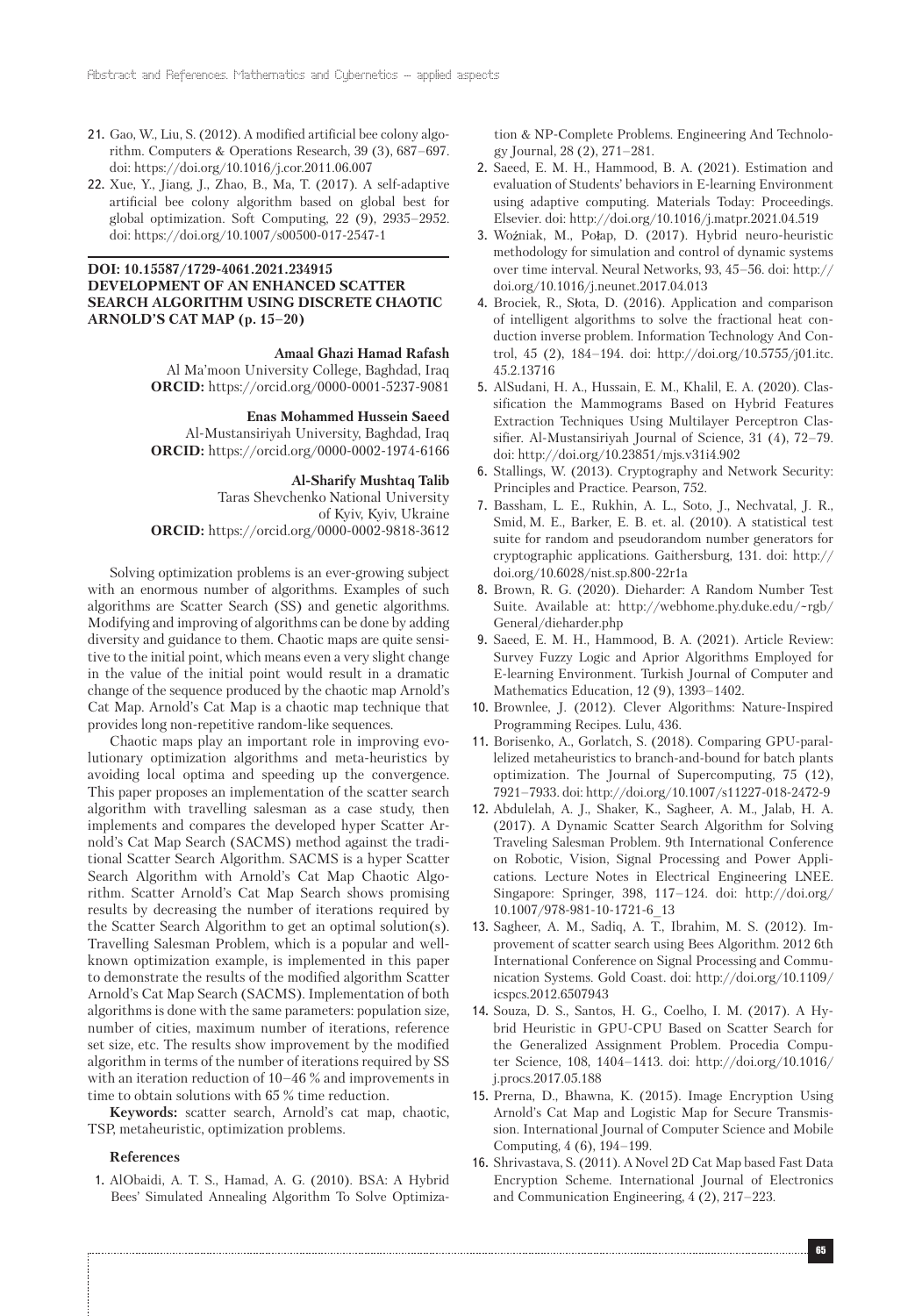21. Gao, W., Liu, S. (2012). A modified artificial bee colony algorithm. Computers & Operations Research, 39 (3), 687–697. doi: https://doi.org/10.1016/j.cor.2011.06.007
22. Xue, Y., Jiang, J., Zhao, B., Ma, T. (2017). A self-adaptive artificial bee colony algorithm based on global best for global optimization. Soft Computing, 22 (9), 2935–2952. doi: https://doi.org/10.1007/s00500-017-2547-1

**DOI: 10.15587/1729-4061.2021.234915**
**DEVELOPMENT OF AN ENHANCED SCATTER SEARCH ALGORITHM USING DISCRETE CHAOTIC ARNOLD'S CAT MAP (p. 15–20)**

**Amaal Ghazi Hamad Rafash**
Al Ma'moon University College, Baghdad, Iraq
**ORCID:** https://orcid.org/0000-0001-5237-9081

**Enas Mohammed Hussein Saeed**
Al-Mustansiriyah University, Baghdad, Iraq
**ORCID:** https://orcid.org/0000-0002-1974-6166

**Al-Sharify Mushtaq Talib**
Taras Shevchenko National University of Kyiv, Kyiv, Ukraine
**ORCID:** https://orcid.org/0000-0002-9818-3612

Solving optimization problems is an ever-growing subject with an enormous number of algorithms. Examples of such algorithms are Scatter Search (SS) and genetic algorithms. Modifying and improving of algorithms can be done by adding diversity and guidance to them. Chaotic maps are quite sensitive to the initial point, which means even a very slight change in the value of the initial point would result in a dramatic change of the sequence produced by the chaotic map Arnold's Cat Map. Arnold's Cat Map is a chaotic map technique that provides long non-repetitive random-like sequences.

Chaotic maps play an important role in improving evolutionary optimization algorithms and meta-heuristics by avoiding local optima and speeding up the convergence. This paper proposes an implementation of the scatter search algorithm with travelling salesman as a case study, then implements and compares the developed hyper Scatter Arnold's Cat Map Search (SACMS) method against the traditional Scatter Search Algorithm. SACMS is a hyper Scatter Search Algorithm with Arnold's Cat Map Chaotic Algorithm. Scatter Arnold's Cat Map Search shows promising results by decreasing the number of iterations required by the Scatter Search Algorithm to get an optimal solution(s). Travelling Salesman Problem, which is a popular and well-known optimization example, is implemented in this paper to demonstrate the results of the modified algorithm Scatter Arnold's Cat Map Search (SACMS). Implementation of both algorithms is done with the same parameters: population size, number of cities, maximum number of iterations, reference set size, etc. The results show improvement by the modified algorithm in terms of the number of iterations required by SS with an iteration reduction of 10–46 % and improvements in time to obtain solutions with 65 % time reduction.

**Keywords:** scatter search, Arnold's cat map, chaotic, TSP, metaheuristic, optimization problems.

**References**

1. AlObaidi, A. T. S., Hamad, A. G. (2010). BSA: A Hybrid Bees' Simulated Annealing Algorithm To Solve Optimization & NP-Complete Problems. Engineering And Technology Journal, 28 (2), 271–281.
2. Saeed, E. M. H., Hammood, B. A. (2021). Estimation and evaluation of Students' behaviors in E-learning Environment using adaptive computing. Materials Today: Proceedings. Elsevier. doi: http://doi.org/10.1016/j.matpr.2021.04.519
3. Woźniak, M., Połap, D. (2017). Hybrid neuro-heuristic methodology for simulation and control of dynamic systems over time interval. Neural Networks, 93, 45–56. doi: http://doi.org/10.1016/j.neunet.2017.04.013
4. Brociek, R., Słota, D. (2016). Application and comparison of intelligent algorithms to solve the fractional heat conduction inverse problem. Information Technology And Control, 45 (2), 184–194. doi: http://doi.org/10.5755/j01.itc.45.2.13716
5. AlSudani, H. A., Hussain, E. M., Khalil, E. A. (2020). Classification the Mammograms Based on Hybrid Features Extraction Techniques Using Multilayer Perceptron Classifier. Al-Mustansiriyah Journal of Science, 31 (4), 72–79. doi: http://doi.org/10.23851/mjs.v31i4.902
6. Stallings, W. (2013). Cryptography and Network Security: Principles and Practice. Pearson, 752.
7. Bassham, L. E., Rukhin, A. L., Soto, J., Nechvatal, J. R., Smid, M. E., Barker, E. B. et. al. (2010). A statistical test suite for random and pseudorandom number generators for cryptographic applications. Gaithersburg, 131. doi: http://doi.org/10.6028/nist.sp.800-22r1a
8. Brown, R. G. (2020). Dieharder: A Random Number Test Suite. Available at: http://webhome.phy.duke.edu/~rgb/General/dieharder.php
9. Saeed, E. M. H., Hammood, B. A. (2021). Article Review: Survey Fuzzy Logic and Aprior Algorithms Employed for E-learning Environment. Turkish Journal of Computer and Mathematics Education, 12 (9), 1393–1402.
10. Brownlee, J. (2012). Clever Algorithms: Nature-Inspired Programming Recipes. Lulu, 436.
11. Borisenko, A., Gorlatch, S. (2018). Comparing GPU-parallelized metaheuristics to branch-and-bound for batch plants optimization. The Journal of Supercomputing, 75 (12), 7921–7933. doi: http://doi.org/10.1007/s11227-018-2472-9
12. Abdulelah, A. J., Shaker, K., Sagheer, A. M., Jalab, H. A. (2017). A Dynamic Scatter Search Algorithm for Solving Traveling Salesman Problem. 9th International Conference on Robotic, Vision, Signal Processing and Power Applications. Lecture Notes in Electrical Engineering LNEE. Singapore: Springer, 398, 117–124. doi: http://doi.org/10.1007/978-981-10-1721-6_13
13. Sagheer, A. M., Sadiq, A. T., Ibrahim, M. S. (2012). Improvement of scatter search using Bees Algorithm. 2012 6th International Conference on Signal Processing and Communication Systems. Gold Coast. doi: http://doi.org/10.1109/icspcs.2012.6507943
14. Souza, D. S., Santos, H. G., Coelho, I. M. (2017). A Hybrid Heuristic in GPU-CPU Based on Scatter Search for the Generalized Assignment Problem. Procedia Computer Science, 108, 1404–1413. doi: http://doi.org/10.1016/j.procs.2017.05.188
15. Prerna, D., Bhawna, K. (2015). Image Encryption Using Arnold's Cat Map and Logistic Map for Secure Transmission. International Journal of Computer Science and Mobile Computing, 4 (6), 194–199.
16. Shrivastava, S. (2011). A Novel 2D Cat Map based Fast Data Encryption Scheme. International Journal of Electronics and Communication Engineering, 4 (2), 217–223.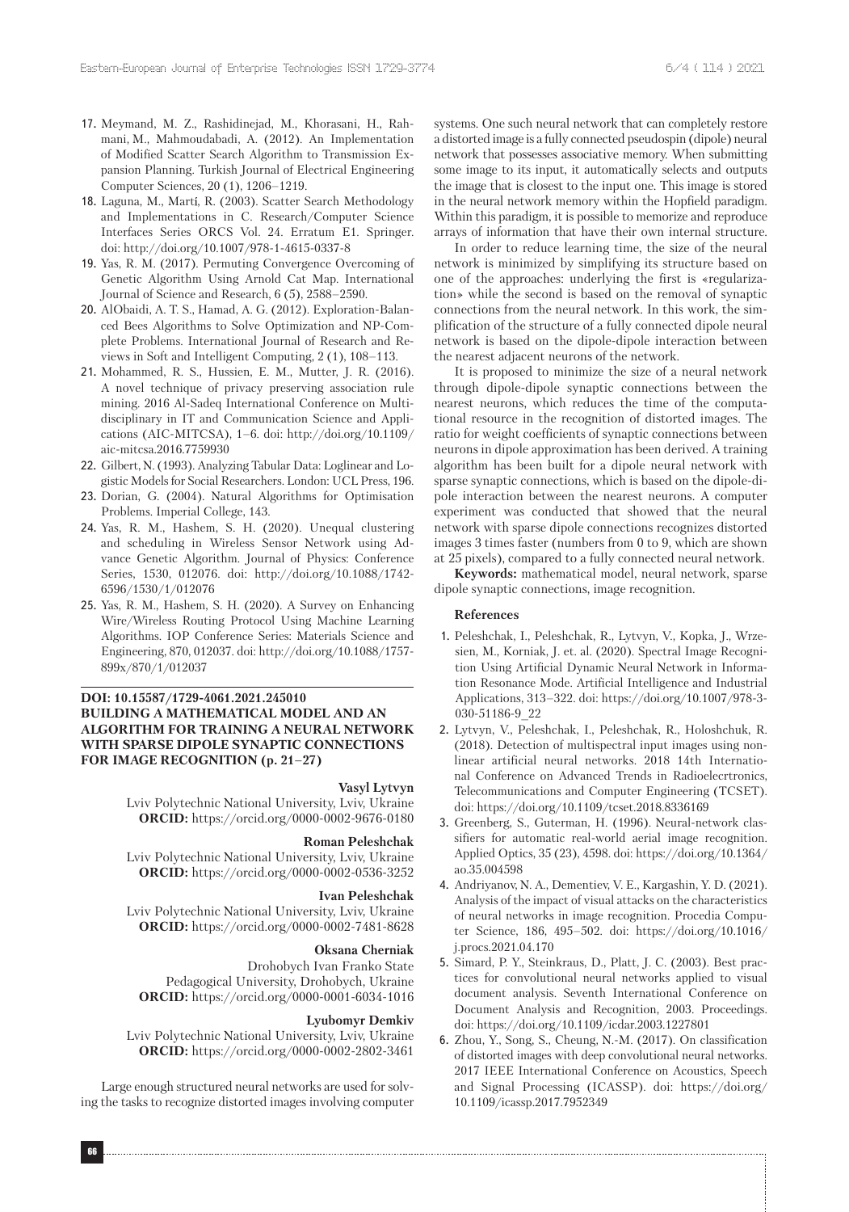17. Meymand, M. Z., Rashidinejad, M., Khorasani, H., Rahmani, M., Mahmoudabadi, A. (2012). An Implementation of Modified Scatter Search Algorithm to Transmission Expansion Planning. Turkish Journal of Electrical Engineering Computer Sciences, 20 (1), 1206–1219.
18. Laguna, M., Martí, R. (2003). Scatter Search Methodology and Implementations in C. Research/Computer Science Interfaces Series ORCS Vol. 24. Erratum E1. Springer. doi: http://doi.org/10.1007/978-1-4615-0337-8
19. Yas, R. M. (2017). Permuting Convergence Overcoming of Genetic Algorithm Using Arnold Cat Map. International Journal of Science and Research, 6 (5), 2588–2590.
20. AlObaidi, A. T. S., Hamad, A. G. (2012). Exploration-Balanced Bees Algorithms to Solve Optimization and NP-Complete Problems. International Journal of Research and Reviews in Soft and Intelligent Computing, 2 (1), 108–113.
21. Mohammed, R. S., Hussien, E. M., Mutter, J. R. (2016). A novel technique of privacy preserving association rule mining. 2016 Al-Sadeq International Conference on Multidisciplinary in IT and Communication Science and Applications (AIC-MITCSA), 1–6. doi: http://doi.org/10.1109/aic-mitcsa.2016.7759930
22. Gilbert, N. (1993). Analyzing Tabular Data: Loglinear and Logistic Models for Social Researchers. London: UCL Press, 196.
23. Dorian, G. (2004). Natural Algorithms for Optimisation Problems. Imperial College, 143.
24. Yas, R. M., Hashem, S. H. (2020). Unequal clustering and scheduling in Wireless Sensor Network using Advance Genetic Algorithm. Journal of Physics: Conference Series, 1530, 012076. doi: http://doi.org/10.1088/1742-6596/1530/1/012076
25. Yas, R. M., Hashem, S. H. (2020). A Survey on Enhancing Wire/Wireless Routing Protocol Using Machine Learning Algorithms. IOP Conference Series: Materials Science and Engineering, 870, 012037. doi: http://doi.org/10.1088/1757-899x/870/1/012037

**DOI: 10.15587/1729-4061.2021.245010**
**BUILDING A MATHEMATICAL MODEL AND AN ALGORITHM FOR TRAINING A NEURAL NETWORK WITH SPARSE DIPOLE SYNAPTIC CONNECTIONS FOR IMAGE RECOGNITION (p. 21–27)**

**Vasyl Lytvyn**
Lviv Polytechnic National University, Lviv, Ukraine
**ORCID:** https://orcid.org/0000-0002-9676-0180

**Roman Peleshchak**
Lviv Polytechnic National University, Lviv, Ukraine
**ORCID:** https://orcid.org/0000-0002-0536-3252

**Ivan Peleshchak**
Lviv Polytechnic National University, Lviv, Ukraine
**ORCID:** https://orcid.org/0000-0002-7481-8628

**Oksana Cherniak**
Drohobych Ivan Franko State Pedagogical University, Drohobych, Ukraine
**ORCID:** https://orcid.org/0000-0001-6034-1016

**Lyubomyr Demkiv**
Lviv Polytechnic National University, Lviv, Ukraine
**ORCID:** https://orcid.org/0000-0002-2802-3461

Large enough structured neural networks are used for solving the tasks to recognize distorted images involving computer systems. One such neural network that can completely restore a distorted image is a fully connected pseudospin (dipole) neural network that possesses associative memory. When submitting some image to its input, it automatically selects and outputs the image that is closest to the input one. This image is stored in the neural network memory within the Hopfield paradigm. Within this paradigm, it is possible to memorize and reproduce arrays of information that have their own internal structure.

In order to reduce learning time, the size of the neural network is minimized by simplifying its structure based on one of the approaches: underlying the first is «regularization» while the second is based on the removal of synaptic connections from the neural network. In this work, the simplification of the structure of a fully connected dipole neural network is based on the dipole-dipole interaction between the nearest adjacent neurons of the network.

It is proposed to minimize the size of a neural network through dipole-dipole synaptic connections between the nearest neurons, which reduces the time of the computational resource in the recognition of distorted images. The ratio for weight coefficients of synaptic connections between neurons in dipole approximation has been derived. A training algorithm has been built for a dipole neural network with sparse synaptic connections, which is based on the dipole-dipole interaction between the nearest neurons. A computer experiment was conducted that showed that the neural network with sparse dipole connections recognizes distorted images 3 times faster (numbers from 0 to 9, which are shown at 25 pixels), compared to a fully connected neural network.

**Keywords:** mathematical model, neural network, sparse dipole synaptic connections, image recognition.

**References**

1. Peleshchak, I., Peleshchak, R., Lytvyn, V., Kopka, J., Wrzesien, M., Korniak, J. et. al. (2020). Spectral Image Recognition Using Artificial Dynamic Neural Network in Information Resonance Mode. Artificial Intelligence and Industrial Applications, 313–322. doi: https://doi.org/10.1007/978-3-030-51186-9_22
2. Lytvyn, V., Peleshchak, I., Peleshchak, R., Holoshchuk, R. (2018). Detection of multispectral input images using nonlinear artificial neural networks. 2018 14th International Conference on Advanced Trends in Radioelecrtronics, Telecommunications and Computer Engineering (TCSET). doi: https://doi.org/10.1109/tcset.2018.8336169
3. Greenberg, S., Guterman, H. (1996). Neural-network classifiers for automatic real-world aerial image recognition. Applied Optics, 35 (23), 4598. doi: https://doi.org/10.1364/ao.35.004598
4. Andriyanov, N. A., Dementiev, V. E., Kargashin, Y. D. (2021). Analysis of the impact of visual attacks on the characteristics of neural networks in image recognition. Procedia Computer Science, 186, 495–502. doi: https://doi.org/10.1016/j.procs.2021.04.170
5. Simard, P. Y., Steinkraus, D., Platt, J. C. (2003). Best practices for convolutional neural networks applied to visual document analysis. Seventh International Conference on Document Analysis and Recognition, 2003. Proceedings. doi: https://doi.org/10.1109/icdar.2003.1227801
6. Zhou, Y., Song, S., Cheung, N.-M. (2017). On classification of distorted images with deep convolutional neural networks. 2017 IEEE International Conference on Acoustics, Speech and Signal Processing (ICASSP). doi: https://doi.org/10.1109/icassp.2017.7952349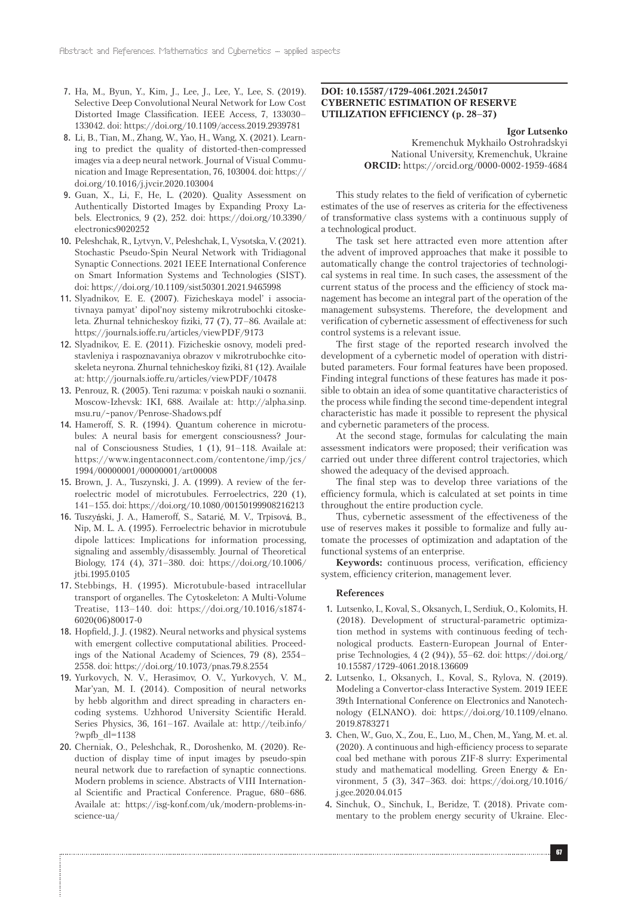7. Ha, M., Byun, Y., Kim, J., Lee, J., Lee, Y., Lee, S. (2019). Selective Deep Convolutional Neural Network for Low Cost Distorted Image Classification. IEEE Access, 7, 133030–133042. doi: https://doi.org/10.1109/access.2019.2939781
8. Li, B., Tian, M., Zhang, W., Yao, H., Wang, X. (2021). Learning to predict the quality of distorted-then-compressed images via a deep neural network. Journal of Visual Communication and Image Representation, 76, 103004. doi: https://doi.org/10.1016/j.jvcir.2020.103004
9. Guan, X., Li, F., He, L. (2020). Quality Assessment on Authentically Distorted Images by Expanding Proxy Labels. Electronics, 9 (2), 252. doi: https://doi.org/10.3390/electronics9020252
10. Peleshchak, R., Lytvyn, V., Peleshchak, I., Vysotska, V. (2021). Stochastic Pseudo-Spin Neural Network with Tridiagonal Synaptic Connections. 2021 IEEE International Conference on Smart Information Systems and Technologies (SIST). doi: https://doi.org/10.1109/sist50301.2021.9465998
11. Slyadnikov, E. E. (2007). Fizicheskaya model' i associativnaya pamyat' dipol'noy sistemy mikrotrubochki citoskeleta. Zhurnal tehnicheskoy fiziki, 77 (7), 77–86. Availale at: https://journals.ioffe.ru/articles/viewPDF/9173
12. Slyadnikov, E. E. (2011). Fizicheskie osnovy, modeli predstavleniya i raspoznavaniya obrazov v mikrotrubochke citoskeleta neyrona. Zhurnal tehnicheskoy fiziki, 81 (12). Availale at: http://journals.ioffe.ru/articles/viewPDF/10478
13. Penrouz, R. (2005). Teni razuma: v poiskah nauki o soznanii. Moscow-Izhevsk: IKI, 688. Availale at: http://alpha.sinp.msu.ru/~panov/Penrose-Shadows.pdf
14. Hameroff, S. R. (1994). Quantum coherence in microtubules: A neural basis for emergent consciousness? Journal of Consciousness Studies, 1 (1), 91–118. Availale at: https://www.ingentaconnect.com/contentone/imp/jcs/1994/00000001/00000001/art00008
15. Brown, J. A., Tuszynski, J. A. (1999). A review of the ferroelectric model of microtubules. Ferroelectrics, 220 (1), 141–155. doi: https://doi.org/10.1080/00150199908216213
16. Tuszyński, J. A., Hameroff, S., Satarić, M. V., Trpisová, B., Nip, M. L. A. (1995). Ferroelectric behavior in microtubule dipole lattices: Implications for information processing, signaling and assembly/disassembly. Journal of Theoretical Biology, 174 (4), 371–380. doi: https://doi.org/10.1006/jtbi.1995.0105
17. Stebbings, H. (1995). Microtubule-based intracellular transport of organelles. The Cytoskeleton: A Multi-Volume Treatise, 113–140. doi: https://doi.org/10.1016/s1874-6020(06)80017-0
18. Hopfield, J. J. (1982). Neural networks and physical systems with emergent collective computational abilities. Proceedings of the National Academy of Sciences, 79 (8), 2554–2558. doi: https://doi.org/10.1073/pnas.79.8.2554
19. Yurkovych, N. V., Herasimov, O. V., Yurkovych, V. M., Mar'yan, M. I. (2014). Composition of neural networks by hebb algorithm and direct spreading in characters encoding systems. Uzhhorod University Scientific Herald. Series Physics, 36, 161–167. Availale at: http://teib.info/?wpfb_dl=1138
20. Cherniak, O., Peleshchak, R., Doroshenko, M. (2020). Reduction of display time of input images by pseudo-spin neural network due to rarefaction of synaptic connections. Modern problems in science. Abstracts of VIII International Scientific and Practical Conference. Prague, 680–686. Availale at: https://isg-konf.com/uk/modern-problems-in-science-ua/

**DOI: 10.15587/1729-4061.2021.245017**
**CYBERNETIC ESTIMATION OF RESERVE UTILIZATION EFFICIENCY (p. 28–37)**

**Igor Lutsenko**
Kremenchuk Mykhailo Ostrohradskyi National University, Kremenchuk, Ukraine
**ORCID:** https://orcid.org/0000-0002-1959-4684

This study relates to the field of verification of cybernetic estimates of the use of reserves as criteria for the effectiveness of transformative class systems with a continuous supply of a technological product.

The task set here attracted even more attention after the advent of improved approaches that make it possible to automatically change the control trajectories of technological systems in real time. In such cases, the assessment of the current status of the process and the efficiency of stock management has become an integral part of the operation of the management subsystems. Therefore, the development and verification of cybernetic assessment of effectiveness for such control systems is a relevant issue.

The first stage of the reported research involved the development of a cybernetic model of operation with distributed parameters. Four formal features have been proposed. Finding integral functions of these features has made it possible to obtain an idea of some quantitative characteristics of the process while finding the second time-dependent integral characteristic has made it possible to represent the physical and cybernetic parameters of the process.

At the second stage, formulas for calculating the main assessment indicators were proposed; their verification was carried out under three different control trajectories, which showed the adequacy of the devised approach.

The final step was to develop three variations of the efficiency formula, which is calculated at set points in time throughout the entire production cycle.

Thus, cybernetic assessment of the effectiveness of the use of reserves makes it possible to formalize and fully automate the processes of optimization and adaptation of the functional systems of an enterprise.

**Keywords:** continuous process, verification, efficiency system, efficiency criterion, management lever.

**References**

1. Lutsenko, I., Koval, S., Oksanych, I., Serdiuk, O., Kolomits, H. (2018). Development of structural-parametric optimization method in systems with continuous feeding of technological products. Eastern-European Journal of Enterprise Technologies, 4 (2 (94)), 55–62. doi: https://doi.org/10.15587/1729-4061.2018.136609
2. Lutsenko, I., Oksanych, I., Koval, S., Rylova, N. (2019). Modeling a Convertor-class Interactive System. 2019 IEEE 39th International Conference on Electronics and Nanotechnology (ELNANO). doi: https://doi.org/10.1109/elnano.2019.8783271
3. Chen, W., Guo, X., Zou, E., Luo, M., Chen, M., Yang, M. et. al. (2020). A continuous and high-efficiency process to separate coal bed methane with porous ZIF-8 slurry: Experimental study and mathematical modelling. Green Energy & Environment, 5 (3), 347–363. doi: https://doi.org/10.1016/j.gee.2020.04.015
4. Sinchuk, O., Sinchuk, I., Beridze, T. (2018). Private commentary to the problem energy security of Ukraine. Elec-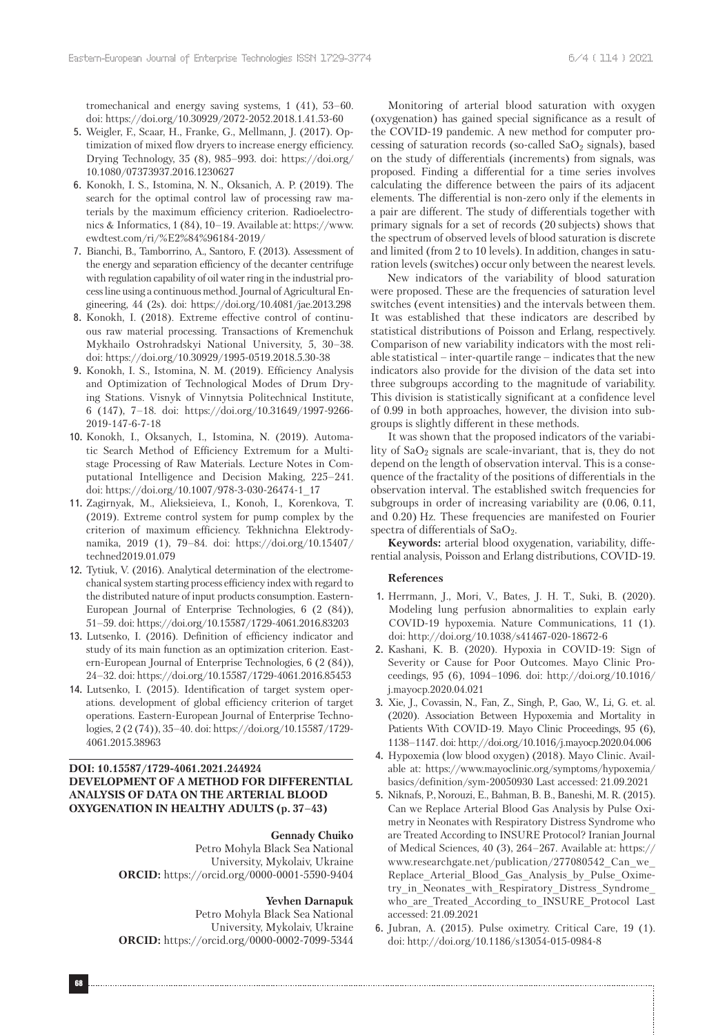tromechanical and energy saving systems, 1 (41), 53–60. doi: https://doi.org/10.30929/2072-2052.2018.1.41.53-60

5. Weigler, F., Scaar, H., Franke, G., Mellmann, J. (2017). Optimization of mixed flow dryers to increase energy efficiency. Drying Technology, 35 (8), 985–993. doi: https://doi.org/10.1080/07373937.2016.1230627
6. Konokh, I. S., Istomina, N. N., Oksanich, A. P. (2019). The search for the optimal control law of processing raw materials by the maximum efficiency criterion. Radioelectronics & Informatics, 1 (84), 10–19. Available at: https://www.ewdtest.com/ri/%E2%84%96184-2019/
7. Bianchi, B., Tamborrino, A., Santoro, F. (2013). Assessment of the energy and separation efficiency of the decanter centrifuge with regulation capability of oil water ring in the industrial process line using a continuous method. Journal of Agricultural Engineering, 44 (2s). doi: https://doi.org/10.4081/jae.2013.298
8. Konokh, I. (2018). Extreme effective control of continuous raw material processing. Transactions of Kremenchuk Mykhailo Ostrohradskyi National University, 5, 30–38. doi: https://doi.org/10.30929/1995-0519.2018.5.30-38
9. Konokh, I. S., Istomina, N. M. (2019). Efficiency Analysis and Optimization of Technological Modes of Drum Drying Stations. Visnyk of Vinnytsia Politechnical Institute, 6 (147), 7–18. doi: https://doi.org/10.31649/1997-9266-2019-147-6-7-18
10. Konokh, I., Oksanych, I., Istomina, N. (2019). Automatic Search Method of Efficiency Extremum for a Multi-stage Processing of Raw Materials. Lecture Notes in Computational Intelligence and Decision Making, 225–241. doi: https://doi.org/10.1007/978-3-030-26474-1_17
11. Zagirnyak, M., Alieksieieva, I., Konoh, I., Korenkova, T. (2019). Extreme control system for pump complex by the criterion of maximum efficiency. Tekhnichna Elektrodynamika, 2019 (1), 79–84. doi: https://doi.org/10.15407/techned2019.01.079
12. Tytiuk, V. (2016). Analytical determination of the electromechanical system starting process efficiency index with regard to the distributed nature of input products consumption. Eastern-European Journal of Enterprise Technologies, 6 (2 (84)), 51–59. doi: https://doi.org/10.15587/1729-4061.2016.83203
13. Lutsenko, I. (2016). Definition of efficiency indicator and study of its main function as an optimization criterion. Eastern-European Journal of Enterprise Technologies, 6 (2 (84)), 24–32. doi: https://doi.org/10.15587/1729-4061.2016.85453
14. Lutsenko, I. (2015). Identification of target system operations. development of global efficiency criterion of target operations. Eastern-European Journal of Enterprise Technologies, 2 (2 (74)), 35–40. doi: https://doi.org/10.15587/1729-4061.2015.38963

**DOI: 10.15587/1729-4061.2021.244924**
**DEVELOPMENT OF A METHOD FOR DIFFERENTIAL ANALYSIS OF DATA ON THE ARTERIAL BLOOD OXYGENATION IN HEALTHY ADULTS (p. 37–43)**

**Gennady Chuiko**
Petro Mohyla Black Sea National University, Mykolaiv, Ukraine
**ORCID:** https://orcid.org/0000-0001-5590-9404

**Yevhen Darnapuk**
Petro Mohyla Black Sea National University, Mykolaiv, Ukraine
**ORCID:** https://orcid.org/0000-0002-7099-5344

Monitoring of arterial blood saturation with oxygen (oxygenation) has gained special significance as a result of the COVID-19 pandemic. A new method for computer processing of saturation records (so-called $SaO_2$ signals), based on the study of differentials (increments) from signals, was proposed. Finding a differential for a time series involves calculating the difference between the pairs of its adjacent elements. The differential is non-zero only if the elements in a pair are different. The study of differentials together with primary signals for a set of records (20 subjects) shows that the spectrum of observed levels of blood saturation is discrete and limited (from 2 to 10 levels). In addition, changes in saturation levels (switches) occur only between the nearest levels.

New indicators of the variability of blood saturation were proposed. These are the frequencies of saturation level switches (event intensities) and the intervals between them. It was established that these indicators are described by statistical distributions of Poisson and Erlang, respectively. Comparison of new variability indicators with the most reliable statistical – inter-quartile range – indicates that the new indicators also provide for the division of the data set into three subgroups according to the magnitude of variability. This division is statistically significant at a confidence level of 0.99 in both approaches, however, the division into subgroups is slightly different in these methods.

It was shown that the proposed indicators of the variability of $SaO_2$ signals are scale-invariant, that is, they do not depend on the length of observation interval. This is a consequence of the fractality of the positions of differentials in the observation interval. The established switch frequencies for subgroups in order of increasing variability are (0.06, 0.11, and 0.20) Hz. These frequencies are manifested on Fourier spectra of differentials of $SaO_2$.

**Keywords:** arterial blood oxygenation, variability, differential analysis, Poisson and Erlang distributions, COVID-19.

**References**

1. Herrmann, J., Mori, V., Bates, J. H. T., Suki, B. (2020). Modeling lung perfusion abnormalities to explain early COVID-19 hypoxemia. Nature Communications, 11 (1). doi: http://doi.org/10.1038/s41467-020-18672-6
2. Kashani, K. B. (2020). Hypoxia in COVID-19: Sign of Severity or Cause for Poor Outcomes. Mayo Clinic Proceedings, 95 (6), 1094–1096. doi: http://doi.org/10.1016/j.mayocp.2020.04.021
3. Xie, J., Covassin, N., Fan, Z., Singh, P., Gao, W., Li, G. et. al. (2020). Association Between Hypoxemia and Mortality in Patients With COVID-19. Mayo Clinic Proceedings, 95 (6), 1138–1147. doi: http://doi.org/10.1016/j.mayocp.2020.04.006
4. Hypoxemia (low blood oxygen) (2018). Mayo Clinic. Available at: https://www.mayoclinic.org/symptoms/hypoxemia/basics/definition/sym-20050930 Last accessed: 21.09.2021
5. Niknafs, P., Norouzi, E., Bahman, B. B., Baneshi, M. R. (2015). Can we Replace Arterial Blood Gas Analysis by Pulse Oximetry in Neonates with Respiratory Distress Syndrome who are Treated According to INSURE Protocol? Iranian Journal of Medical Sciences, 40 (3), 264–267. Available at: https://www.researchgate.net/publication/277080542_Can_we_Replace_Arterial_Blood_Gas_Analysis_by_Pulse_Oximetry_in_Neonates_with_Respiratory_Distress_Syndrome_who_are_Treated_According_to_INSURE_Protocol Last accessed: 21.09.2021
6. Jubran, A. (2015). Pulse oximetry. Critical Care, 19 (1). doi: http://doi.org/10.1186/s13054-015-0984-8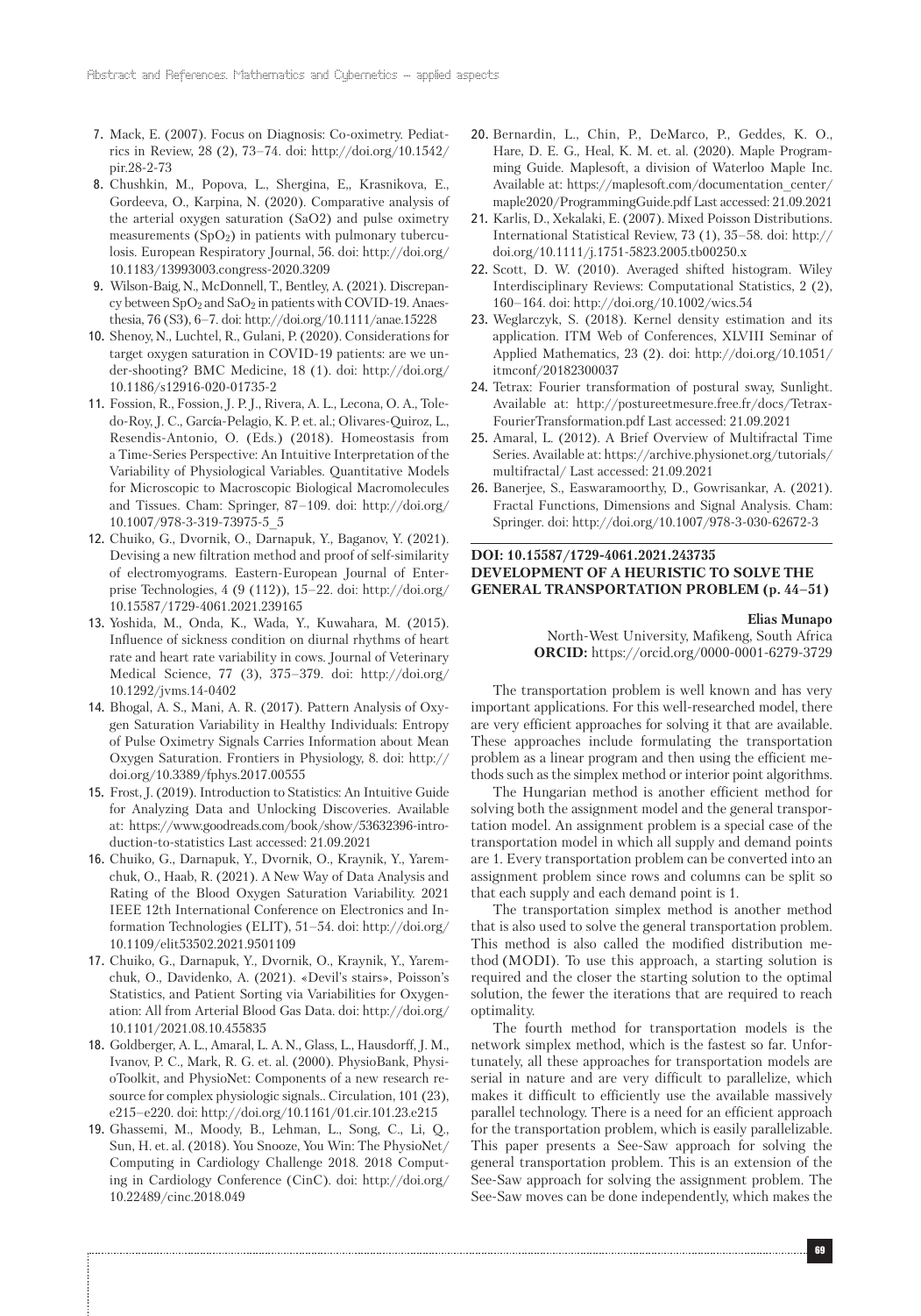7. Mack, E. (2007). Focus on Diagnosis: Co-oximetry. Pediatrics in Review, 28 (2), 73–74. doi: http://doi.org/10.1542/pir.28-2-73
8. Chushkin, M., Popova, L., Shergina, E,, Krasnikova, E., Gordeeva, O., Karpina, N. (2020). Comparative analysis of the arterial oxygen saturation (SaO2) and pulse oximetry measurements ($SpO_2$) in patients with pulmonary tuberculosis. European Respiratory Journal, 56. doi: http://doi.org/10.1183/13993003.congress-2020.3209
9. Wilson-Baig, N., McDonnell, T., Bentley, A. (2021). Discrepancy between $SpO_2$ and $SaO_2$ in patients with COVID-19. Anaesthesia, 76 (S3), 6–7. doi: http://doi.org/10.1111/anae.15228
10. Shenoy, N., Luchtel, R., Gulani, P. (2020). Considerations for target oxygen saturation in COVID-19 patients: are we under-shooting? BMC Medicine, 18 (1). doi: http://doi.org/10.1186/s12916-020-01735-2
11. Fossion, R., Fossion, J. P. J., Rivera, A. L., Lecona, O. A., Toledo-Roy, J. C., García-Pelagio, K. P. et. al.; Olivares-Quiroz, L., Resendis-Antonio, O. (Eds.) (2018). Homeostasis from a Time-Series Perspective: An Intuitive Interpretation of the Variability of Physiological Variables. Quantitative Models for Microscopic to Macroscopic Biological Macromolecules and Tissues. Cham: Springer, 87–109. doi: http://doi.org/10.1007/978-3-319-73975-5_5
12. Chuiko, G., Dvornik, O., Darnapuk, Y., Baganov, Y. (2021). Devising a new filtration method and proof of self-similarity of electromyograms. Eastern-European Journal of Enterprise Technologies, 4 (9 (112)), 15–22. doi: http://doi.org/10.15587/1729-4061.2021.239165
13. Yoshida, M., Onda, K., Wada, Y., Kuwahara, M. (2015). Influence of sickness condition on diurnal rhythms of heart rate and heart rate variability in cows. Journal of Veterinary Medical Science, 77 (3), 375–379. doi: http://doi.org/10.1292/jvms.14-0402
14. Bhogal, A. S., Mani, A. R. (2017). Pattern Analysis of Oxygen Saturation Variability in Healthy Individuals: Entropy of Pulse Oximetry Signals Carries Information about Mean Oxygen Saturation. Frontiers in Physiology, 8. doi: http://doi.org/10.3389/fphys.2017.00555
15. Frost, J. (2019). Introduction to Statistics: An Intuitive Guide for Analyzing Data and Unlocking Discoveries. Available at: https://www.goodreads.com/book/show/53632396-introduction-to-statistics Last accessed: 21.09.2021
16. Chuiko, G., Darnapuk, Y., Dvornik, O., Kraynik, Y., Yaremchuk, O., Haab, R. (2021). A New Way of Data Analysis and Rating of the Blood Oxygen Saturation Variability. 2021 IEEE 12th International Conference on Electronics and Information Technologies (ELIT), 51–54. doi: http://doi.org/10.1109/elit53502.2021.9501109
17. Chuiko, G., Darnapuk, Y., Dvornik, O., Kraynik, Y., Yaremchuk, O., Davidenko, A. (2021). «Devil's stairs», Poisson's Statistics, and Patient Sorting via Variabilities for Oxygenation: All from Arterial Blood Gas Data. doi: http://doi.org/10.1101/2021.08.10.455835
18. Goldberger, A. L., Amaral, L. A. N., Glass, L., Hausdorff, J. M., Ivanov, P. C., Mark, R. G. et. al. (2000). PhysioBank, PhysioToolkit, and PhysioNet: Components of a new research resource for complex physiologic signals.. Circulation, 101 (23), e215–e220. doi: http://doi.org/10.1161/01.cir.101.23.e215
19. Ghassemi, M., Moody, B., Lehman, L., Song, C., Li, Q., Sun, H. et. al. (2018). You Snooze, You Win: The PhysioNet/Computing in Cardiology Challenge 2018. 2018 Computing in Cardiology Conference (CinC). doi: http://doi.org/10.22489/cinc.2018.049
20. Bernardin, L., Chin, P., DeMarco, P., Geddes, K. O., Hare, D. E. G., Heal, K. M. et. al. (2020). Maple Programming Guide. Maplesoft, a division of Waterloo Maple Inc. Available at: https://maplesoft.com/documentation_center/maple2020/ProgrammingGuide.pdf Last accessed: 21.09.2021
21. Karlis, D., Xekalaki, E. (2007). Mixed Poisson Distributions. International Statistical Review, 73 (1), 35–58. doi: http://doi.org/10.1111/j.1751-5823.2005.tb00250.x
22. Scott, D. W. (2010). Averaged shifted histogram. Wiley Interdisciplinary Reviews: Computational Statistics, 2 (2), 160–164. doi: http://doi.org/10.1002/wics.54
23. Weglarczyk, S. (2018). Kernel density estimation and its application. ITM Web of Conferences, XLVIII Seminar of Applied Mathematics, 23 (2). doi: http://doi.org/10.1051/itmconf/20182300037
24. Tetrax: Fourier transformation of postural sway, Sunlight. Available at: http://postureetmesure.free.fr/docs/Tetrax-FourierTransformation.pdf Last accessed: 21.09.2021
25. Amaral, L. (2012). A Brief Overview of Multifractal Time Series. Available at: https://archive.physionet.org/tutorials/multifractal/ Last accessed: 21.09.2021
26. Banerjee, S., Easwaramoorthy, D., Gowrisankar, A. (2021). Fractal Functions, Dimensions and Signal Analysis. Cham: Springer. doi: http://doi.org/10.1007/978-3-030-62672-3

**DOI: 10.15587/1729-4061.2021.243735**
**DEVELOPMENT OF A HEURISTIC TO SOLVE THE GENERAL TRANSPORTATION PROBLEM (p. 44–51)**

**Elias Munapo**
North-West University, Mafikeng, South Africa
**ORCID:** https://orcid.org/0000-0001-6279-3729

The transportation problem is well known and has very important applications. For this well-researched model, there are very efficient approaches for solving it that are available. These approaches include formulating the transportation problem as a linear program and then using the efficient methods such as the simplex method or interior point algorithms.

The Hungarian method is another efficient method for solving both the assignment model and the general transportation model. An assignment problem is a special case of the transportation model in which all supply and demand points are 1. Every transportation problem can be converted into an assignment problem since rows and columns can be split so that each supply and each demand point is 1.

The transportation simplex method is another method that is also used to solve the general transportation problem. This method is also called the modified distribution method (MODI). To use this approach, a starting solution is required and the closer the starting solution to the optimal solution, the fewer the iterations that are required to reach optimality.

The fourth method for transportation models is the network simplex method, which is the fastest so far. Unfortunately, all these approaches for transportation models are serial in nature and are very difficult to parallelize, which makes it difficult to efficiently use the available massively parallel technology. There is a need for an efficient approach for the transportation problem, which is easily parallelizable. This paper presents a See-Saw approach for solving the general transportation problem. This is an extension of the See-Saw approach for solving the assignment problem. The See-Saw moves can be done independently, which makes the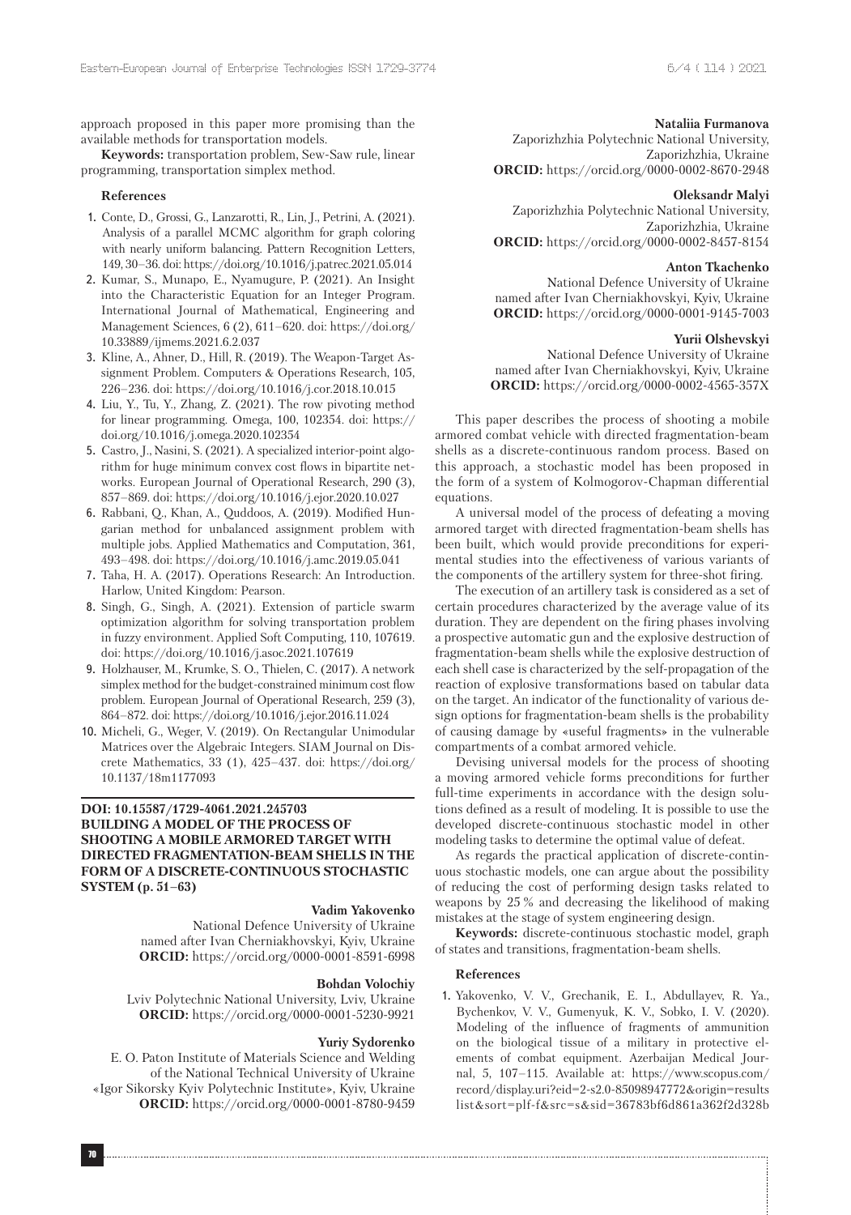approach proposed in this paper more promising than the available methods for transportation models.

**Keywords:** transportation problem, Sew-Saw rule, linear programming, transportation simplex method.

**References**

1. Conte, D., Grossi, G., Lanzarotti, R., Lin, J., Petrini, A. (2021). Analysis of a parallel MCMC algorithm for graph coloring with nearly uniform balancing. Pattern Recognition Letters, 149, 30–36. doi: https://doi.org/10.1016/j.patrec.2021.05.014
2. Kumar, S., Munapo, E., Nyamugure, P. (2021). An Insight into the Characteristic Equation for an Integer Program. International Journal of Mathematical, Engineering and Management Sciences, 6 (2), 611–620. doi: https://doi.org/10.33889/ijmems.2021.6.2.037
3. Kline, A., Ahner, D., Hill, R. (2019). The Weapon-Target Assignment Problem. Computers & Operations Research, 105, 226–236. doi: https://doi.org/10.1016/j.cor.2018.10.015
4. Liu, Y., Tu, Y., Zhang, Z. (2021). The row pivoting method for linear programming. Omega, 100, 102354. doi: https://doi.org/10.1016/j.omega.2020.102354
5. Castro, J., Nasini, S. (2021). A specialized interior-point algorithm for huge minimum convex cost flows in bipartite networks. European Journal of Operational Research, 290 (3), 857–869. doi: https://doi.org/10.1016/j.ejor.2020.10.027
6. Rabbani, Q., Khan, A., Quddoos, A. (2019). Modified Hungarian method for unbalanced assignment problem with multiple jobs. Applied Mathematics and Computation, 361, 493–498. doi: https://doi.org/10.1016/j.amc.2019.05.041
7. Taha, H. A. (2017). Operations Research: An Introduction. Harlow, United Kingdom: Pearson.
8. Singh, G., Singh, A. (2021). Extension of particle swarm optimization algorithm for solving transportation problem in fuzzy environment. Applied Soft Computing, 110, 107619. doi: https://doi.org/10.1016/j.asoc.2021.107619
9. Holzhauser, M., Krumke, S. O., Thielen, C. (2017). A network simplex method for the budget-constrained minimum cost flow problem. European Journal of Operational Research, 259 (3), 864–872. doi: https://doi.org/10.1016/j.ejor.2016.11.024
10. Micheli, G., Weger, V. (2019). On Rectangular Unimodular Matrices over the Algebraic Integers. SIAM Journal on Discrete Mathematics, 33 (1), 425–437. doi: https://doi.org/10.1137/18m1177093

## DOI: 10.15587/1729-4061.2021.245703 BUILDING A MODEL OF THE PROCESS OF SHOOTING A MOBILE ARMORED TARGET WITH DIRECTED FRAGMENTATION-BEAM SHELLS IN THE FORM OF A DISCRETE-CONTINUOUS STOCHASTIC SYSTEM (p. 51–63)

**Vadim Yakovenko**
National Defence University of Ukraine named after Ivan Cherniakhovskyi, Kyiv, Ukraine
**ORCID:** https://orcid.org/0000-0001-8591-6998

**Bohdan Volochiy**
Lviv Polytechnic National University, Lviv, Ukraine
**ORCID:** https://orcid.org/0000-0001-5230-9921

**Yuriy Sydorenko**
E. O. Paton Institute of Materials Science and Welding of the National Technical University of Ukraine «Igor Sikorsky Kyiv Polytechnic Institute», Kyiv, Ukraine
**ORCID:** https://orcid.org/0000-0001-8780-9459

**Nataliia Furmanova**
Zaporizhzhia Polytechnic National University, Zaporizhzhia, Ukraine
**ORCID:** https://orcid.org/0000-0002-8670-2948

**Oleksandr Malyi**
Zaporizhzhia Polytechnic National University, Zaporizhzhia, Ukraine
**ORCID:** https://orcid.org/0000-0002-8457-8154

**Anton Tkachenko**
National Defence University of Ukraine named after Ivan Cherniakhovskyi, Kyiv, Ukraine
**ORCID:** https://orcid.org/0000-0001-9145-7003

**Yurii Olshevskyi**
National Defence University of Ukraine named after Ivan Cherniakhovskyi, Kyiv, Ukraine
**ORCID:** https://orcid.org/0000-0002-4565-357X

This paper describes the process of shooting a mobile armored combat vehicle with directed fragmentation-beam shells as a discrete-continuous random process. Based on this approach, a stochastic model has been proposed in the form of a system of Kolmogorov-Chapman differential equations.

A universal model of the process of defeating a moving armored target with directed fragmentation-beam shells has been built, which would provide preconditions for experimental studies into the effectiveness of various variants of the components of the artillery system for three-shot firing.

The execution of an artillery task is considered as a set of certain procedures characterized by the average value of its duration. They are dependent on the firing phases involving a prospective automatic gun and the explosive destruction of fragmentation-beam shells while the explosive destruction of each shell case is characterized by the self-propagation of the reaction of explosive transformations based on tabular data on the target. An indicator of the functionality of various design options for fragmentation-beam shells is the probability of causing damage by «useful fragments» in the vulnerable compartments of a combat armored vehicle.

Devising universal models for the process of shooting a moving armored vehicle forms preconditions for further full-time experiments in accordance with the design solutions defined as a result of modeling. It is possible to use the developed discrete-continuous stochastic model in other modeling tasks to determine the optimal value of defeat.

As regards the practical application of discrete-continuous stochastic models, one can argue about the possibility of reducing the cost of performing design tasks related to weapons by 25 % and decreasing the likelihood of making mistakes at the stage of system engineering design.

**Keywords:** discrete-continuous stochastic model, graph of states and transitions, fragmentation-beam shells.

**References**

1. Yakovenko, V. V., Grechanik, E. I., Abdullayev, R. Ya., Bychenkov, V. V., Gumenyuk, K. V., Sobko, I. V. (2020). Modeling of the influence of fragments of ammunition on the biological tissue of a military in protective elements of combat equipment. Azerbaijan Medical Journal, 5, 107–115. Available at: https://www.scopus.com/record/display.uri?eid=2-s2.0-85098947772&origin=resultslist&sort=plf-f&src=s&sid=36783bf6d861a362f2d328b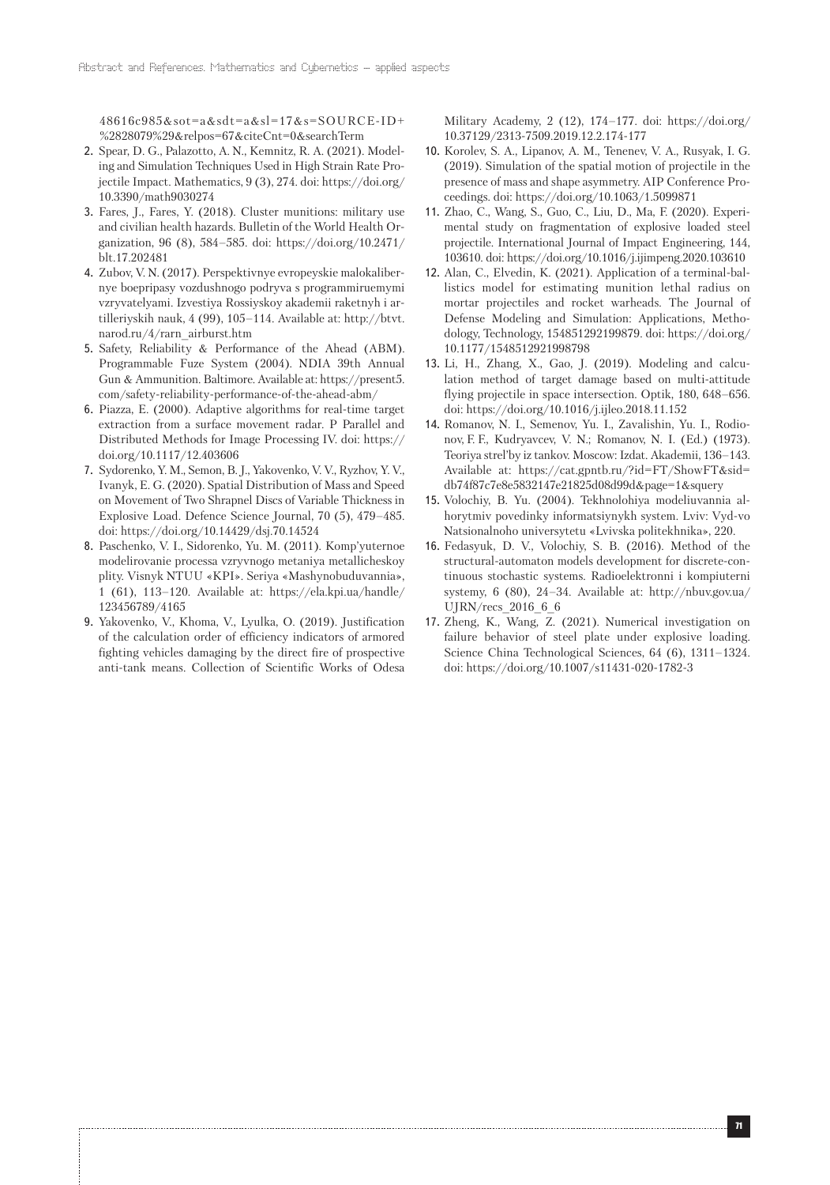48616c985&sot=a&sdt=a&sl=17&s=SOURCE-ID+%2828079%29&relpos=67&citeCnt=0&searchTerm

2. Spear, D. G., Palazotto, A. N., Kemnitz, R. A. (2021). Modeling and Simulation Techniques Used in High Strain Rate Projectile Impact. Mathematics, 9 (3), 274. doi: https://doi.org/10.3390/math9030274
3. Fares, J., Fares, Y. (2018). Cluster munitions: military use and civilian health hazards. Bulletin of the World Health Organization, 96 (8), 584–585. doi: https://doi.org/10.2471/blt.17.202481
4. Zubov, V. N. (2017). Perspektivnye evropeyskie malokalibernye boepripasy vozdushnogo podryva s programmiruemymi vzryvatelyami. Izvestiya Rossiyskoy akademii raketnyh i artilleriyskih nauk, 4 (99), 105–114. Available at: http://btvt.narod.ru/4/rarn_airburst.htm
5. Safety, Reliability & Performance of the Ahead (ABM). Programmable Fuze System (2004). NDIA 39th Annual Gun & Ammunition. Baltimore. Available at: https://present5.com/safety-reliability-performance-of-the-ahead-abm/
6. Piazza, E. (2000). Adaptive algorithms for real-time target extraction from a surface movement radar. P Parallel and Distributed Methods for Image Processing IV. doi: https://doi.org/10.1117/12.403606
7. Sydorenko, Y. M., Semon, B. J., Yakovenko, V. V., Ryzhov, Y. V., Ivanyk, E. G. (2020). Spatial Distribution of Mass and Speed on Movement of Two Shrapnel Discs of Variable Thickness in Explosive Load. Defence Science Journal, 70 (5), 479–485. doi: https://doi.org/10.14429/dsj.70.14524
8. Paschenko, V. I., Sidorenko, Yu. M. (2011). Komp'yuternoe modelirovanie processa vzryvnogo metaniya metallicheskoy plity. Visnyk NTUU «KPI». Seriya «Mashynobuduvannia», 1 (61), 113–120. Available at: https://ela.kpi.ua/handle/123456789/4165
9. Yakovenko, V., Khoma, V., Lyulka, O. (2019). Justification of the calculation order of efficiency indicators of armored fighting vehicles damaging by the direct fire of prospective anti-tank means. Collection of Scientific Works of Odesa Military Academy, 2 (12), 174–177. doi: https://doi.org/10.37129/2313-7509.2019.12.2.174-177
10. Korolev, S. A., Lipanov, A. M., Tenenev, V. A., Rusyak, I. G. (2019). Simulation of the spatial motion of projectile in the presence of mass and shape asymmetry. AIP Conference Proceedings. doi: https://doi.org/10.1063/1.5099871
11. Zhao, C., Wang, S., Guo, C., Liu, D., Ma, F. (2020). Experimental study on fragmentation of explosive loaded steel projectile. International Journal of Impact Engineering, 144, 103610. doi: https://doi.org/10.1016/j.ijimpeng.2020.103610
12. Alan, C., Elvedin, K. (2021). Application of a terminal-ballistics model for estimating munition lethal radius on mortar projectiles and rocket warheads. The Journal of Defense Modeling and Simulation: Applications, Methodology, Technology, 154851292199879. doi: https://doi.org/10.1177/1548512921998798
13. Li, H., Zhang, X., Gao, J. (2019). Modeling and calculation method of target damage based on multi-attitude flying projectile in space intersection. Optik, 180, 648–656. doi: https://doi.org/10.1016/j.ijleo.2018.11.152
14. Romanov, N. I., Semenov, Yu. I., Zavalishin, Yu. I., Rodionov, F. F., Kudryavcev, V. N.; Romanov, N. I. (Ed.) (1973). Teoriya strel'by iz tankov. Moscow: Izdat. Akademii, 136–143. Available at: https://cat.gpntb.ru/?id=FT/ShowFT&sid=db74f87c7e8e5832147e21825d08d99d&page=1&squery
15. Volochiy, B. Yu. (2004). Tekhnolohiya modeliuvannia alhorytmiv povedinky informatsiynykh system. Lviv: Vyd-vo Natsionalnoho universytetu «Lvivska politekhnika», 220.
16. Fedasyuk, D. V., Volochiy, S. B. (2016). Method of the structural-automaton models development for discrete-continuous stochastic systems. Radioelektronni i kompiuterni systemy, 6 (80), 24–34. Available at: http://nbuv.gov.ua/UJRN/recs_2016_6_6
17. Zheng, K., Wang, Z. (2021). Numerical investigation on failure behavior of steel plate under explosive loading. Science China Technological Sciences, 64 (6), 1311–1324. doi: https://doi.org/10.1007/s11431-020-1782-3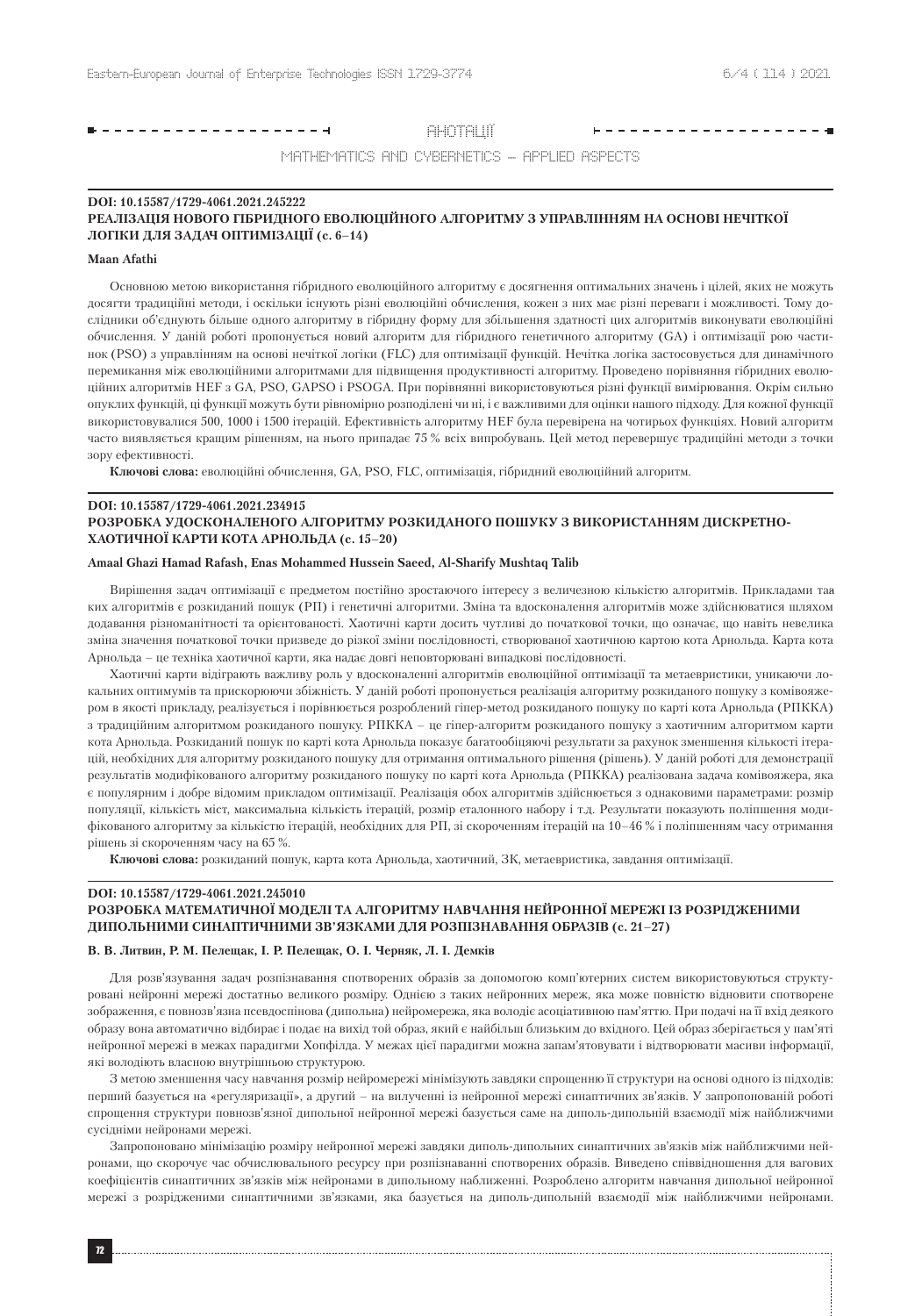# АНОТАЦІЇ

## MATHEMATICS AND CYBERNETICS – APPLIED ASPECTS

**DOI: 10.15587/1729-4061.2021.245222**

### РЕАЛІЗАЦІЯ НОВОГО ГІБРИДНОГО ЕВОЛЮЦІЙНОГО АЛГОРИТМУ З УПРАВЛІННЯМ НА ОСНОВІ НЕЧІТКОЇ ЛОГІКИ ДЛЯ ЗАДАЧ ОПТИМІЗАЦІЇ (с. 6–14)

**Maan Afathi**

Основною метою використання гібридного еволюційного алгоритму є досягнення оптимальних значень і цілей, яких не можуть досягти традиційні методи, і оскільки існують різні еволюційні обчислення, кожен з них має різні переваги і можливості. Тому дослідники об'єднують більше одного алгоритму в гібридну форму для збільшення здатності цих алгоритмів виконувати еволюційні обчислення. У даній роботі пропонується новий алгоритм для гібридного генетичного алгоритму (GA) і оптимізації рою частинок (PSO) з управлінням на основі нечіткої логіки (FLC) для оптимізації функцій. Нечітка логіка застосовується для динамічного перемикання між еволюційними алгоритмами для підвищення продуктивності алгоритму. Проведено порівняння гібридних еволюційних алгоритмів HEF з GA, PSO, GAPSO і PSOGA. При порівнянні використовуються різні функції вимірювання. Окрім сильно опуклих функцій, ці функції можуть бути рівномірно розподілені чи ні, і є важливими для оцінки нашого підходу. Для кожної функції використовувалися 500, 1000 і 1500 ітерацій. Ефективність алгоритму HEF була перевірена на чотирьох функціях. Новий алгоритм часто виявляється кращим рішенням, на нього припадає 75 % всіх випробувань. Цей метод перевершує традиційні методи з точки зору ефективності.

**Ключові слова:** еволюційні обчислення, GA, PSO, FLC, оптимізація, гібридний еволюційний алгоритм.

**DOI: 10.15587/1729-4061.2021.234915**

### РОЗРОБКА УДОСКОНАЛЕНОГО АЛГОРИТМУ РОЗКИДАНОГО ПОШУКУ З ВИКОРИСТАННЯМ ДИСКРЕТНО-ХАОТИЧНОЇ КАРТИ КОТА АРНОЛЬДА (с. 15–20)

**Amaal Ghazi Hamad Rafash, Enas Mohammed Hussein Saeed, Al-Sharify Mushtaq Talib**

Вирішення задач оптимізації є предметом постійно зростаючого інтересу з величезною кількістю алгоритмів. Прикладами таких алгоритмів є розкиданий пошук (РП) і генетичні алгоритми. Зміна та вдосконалення алгоритмів може здійснюватися шляхом додавання різноманітності та орієнтованості. Хаотичні карти досить чутливі до початкової точки, що означає, що навіть невелика зміна значення початкової точки призведе до різкої зміни послідовності, створюваної хаотичною картою кота Арнольда. Карта кота Арнольда – це техніка хаотичної карти, яка надає довгі неповторювані випадкові послідовності.

Хаотичні карти відіграють важливу роль у вдосконаленні алгоритмів еволюційної оптимізації та метаевристики, уникаючи локальних оптимумів та прискорюючи збіжність. У даній роботі пропонується реалізація алгоритму розкиданого пошуку з комівояжером в якості прикладу, реалізується і порівнюється розроблений гіпер-метод розкиданого пошуку по карті кота Арнольда (РПККА) з традиційним алгоритмом розкиданого пошуку. РПККА – це гіпер-алгоритм розкиданого пошуку з хаотичним алгоритмом карти кота Арнольда. Розкиданий пошук по карті кота Арнольда показує багатообіцяючі результати за рахунок зменшення кількості ітерацій, необхідних для алгоритму розкиданого пошуку для отримання оптимального рішення (рішень). У даній роботі для демонстрації результатів модифікованого алгоритму розкиданого пошуку по карті кота Арнольда (РПККА) реалізована задача комівояжера, яка є популярним і добре відомим прикладом оптимізації. Реалізація обох алгоритмів здійснюється з однаковими параметрами: розмір популяції, кількість міст, максимальна кількість ітерацій, розмір еталонного набору і т.д. Результати показують поліпшення модифікованого алгоритму за кількістю ітерацій, необхідних для РП, зі скороченням ітерацій на 10–46 % і поліпшенням часу отримання рішень зі скороченням часу на 65 %.

**Ключові слова:** розкиданий пошук, карта кота Арнольда, хаотичний, ЗК, метаевристика, завдання оптимізації.

**DOI: 10.15587/1729-4061.2021.245010**

### РОЗРОБКА МАТЕМАТИЧНОЇ МОДЕЛІ ТА АЛГОРИТМУ НАВЧАННЯ НЕЙРОННОЇ МЕРЕЖІ ІЗ РОЗРІДЖЕНИМИ ДИПОЛЬНИМИ СИНАПТИЧНИМИ ЗВ'ЯЗКАМИ ДЛЯ РОЗПІЗНАВАННЯ ОБРАЗІВ (с. 21–27)

**В. В. Литвин, Р. М. Пелещак, І. Р. Пелещак, О. І. Черняк, Л. І. Демків**

Для розв'язування задач розпізнавання спотворених образів за допомогою комп'ютерних систем використовуються структуровані нейронні мережі достатньо великого розміру. Однією з таких нейронних мереж, яка може повністю відновити спотворене зображення, є повнозв'язна псевдоспінова (дипольна) нейромережа, яка володіє асоціативною пам'яттю. При подачі на її вхід деякого образу вона автоматично відбирає і подає на вихід той образ, який є найбільш близьким до вхідного. Цей образ зберігається у пам'яті нейронної мережі в межах парадигми Хопфілда. У межах цієї парадигми можна запам'ятовувати і відтворювати масиви інформації, які володіють власною внутрішньою структурою.

З метою зменшення часу навчання розмір нейромережі мінімізують завдяки спрощенню її структури на основі одного із підходів: перший базується на «регуляризації», а другий – на вилученні із нейронної мережі синаптичних зв'язків. У запропонованій роботі спрощення структури повнозв'язної дипольної нейронної мережі базується саме на диполь-дипольній взаємодії між найближчими сусідніми нейронами мережі.

Запропоновано мінімізацію розміру нейронної мережі завдяки диполь-дипольних синаптичних зв'язків між найближчими нейронами, що скорочує час обчислювального ресурсу при розпізнаванні спотворених образів. Введено співвідношення для вагових коефіцієнтів синаптичних зв'язків між нейронами в дипольному наближенні. Розроблено алгоритм навчання дипольної нейронної мережі з розрідженими синаптичними зв'язками, яка базується на диполь-дипольній взаємодії між найближчими нейронами.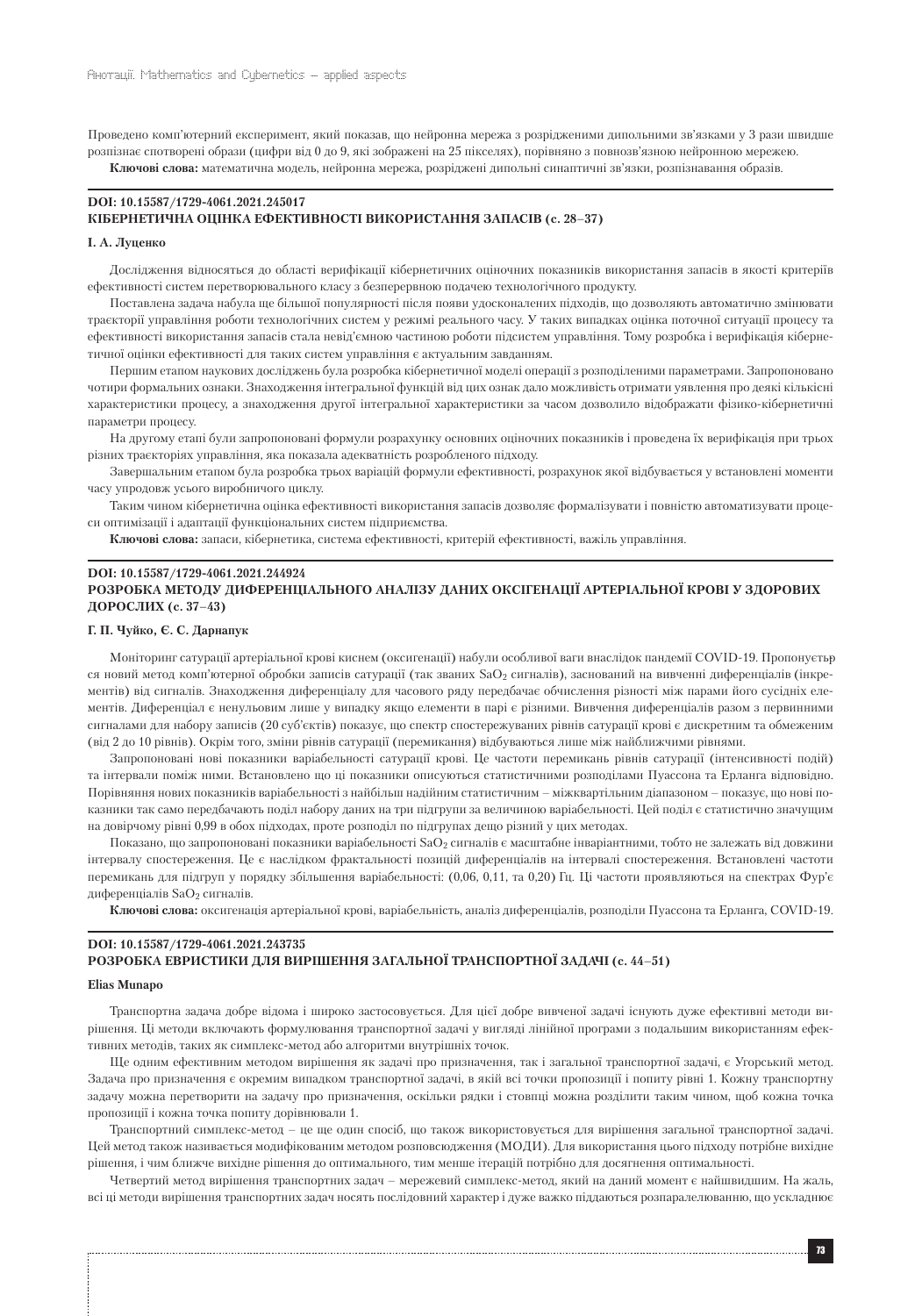Проведено комп'ютерний експеримент, який показав, що нейронна мережа з розрідженими дипольними зв'язками у 3 рази швидше розпізнає спотворені образи (цифри від 0 до 9, які зображені на 25 пікселях), порівняно з повнозв'язною нейронною мережею.

**Ключові слова:** математична модель, нейронна мережа, розріджені дипольні синаптичні зв'язки, розпізнавання образів.

---

**DOI: 10.15587/1729-4061.2021.245017**

## КІБЕРНЕТИЧНА ОЦІНКА ЕФЕКТИВНОСТІ ВИКОРИСТАННЯ ЗАПАСІВ (с. 28–37)

**І. А. Луценко**

Дослідження відносяться до області верифікації кібернетичних оціночних показників використання запасів в якості критеріїв ефективності систем перетворювального класу з безперервною подачею технологічного продукту.

Поставлена задача набула ще більшої популярності після появи удосконалених підходів, що дозволяють автоматично змінювати траєкторії управління роботи технологічних систем у режимі реального часу. У таких випадках оцінка поточної ситуації процесу та ефективності використання запасів стала невід'ємною частиною роботи підсистем управління. Тому розробка і верифікація кібернетичної оцінки ефективності для таких систем управління є актуальним завданням.

Першим етапом наукових досліджень була розробка кібернетичної моделі операції з розподіленими параметрами. Запропоновано чотири формальних ознаки. Знаходження інтегральної функцій від цих ознак дало можливість отримати уявлення про деякі кількісні характеристики процесу, а знаходження другої інтегральної характеристики за часом дозволило відображати фізико-кібернетичні параметри процесу.

На другому етапі були запропоновані формули розрахунку основних оціночних показників і проведена їх верифікація при трьох різних траєкторіях управління, яка показала адекватність розробленого підходу.

Завершальним етапом була розробка трьох варіацій формули ефективності, розрахунок якої відбувається у встановлені моменти часу упродовж усього виробничого циклу.

Таким чином кібернетична оцінка ефективності використання запасів дозволяє формалізувати і повністю автоматизувати процеси оптимізації і адаптації функціональних систем підприємства.

**Ключові слова:** запаси, кібернетика, система ефективності, критерій ефективності, важіль управління.

---

**DOI: 10.15587/1729-4061.2021.244924**

## РОЗРОБКА МЕТОДУ ДИФЕРЕНЦІАЛЬНОГО АНАЛІЗУ ДАНИХ ОКСІГЕНАЦІЇ АРТЕРІАЛЬНОЇ КРОВІ У ЗДОРОВИХ ДОРОСЛИХ (с. 37–43)

**Г. П. Чуйко, Є. С. Дарнапук**

Моніторинг сатурації артеріальної крові киснем (оксигенації) набули особливої ваги внаслідок пандемії COVID-19. Пропонується новий метод комп'ютерної обробки записів сатурації (так званих $SaO_2$ сигналів), заснований на вивченні диференціалів (інкрементів) від сигналів. Знаходження диференціалу для часового ряду передбачає обчислення різності між парами його сусідніх елементів. Диференціал є ненульовим лише у випадку якщо елементи в парі є різними. Вивчення диференціалів разом з первинними сигналами для набору записів (20 суб'єктів) показує, що спектр спостережуваних рівнів сатурації крові є дискретним та обмеженим (від 2 до 10 рівнів). Окрім того, зміни рівнів сатурації (перемикання) відбуваються лише між найближчими рівнями.

Запропоновані нові показники варіабельності сатурації крові. Це частоти перемикань рівнів сатурації (інтенсивності подій) та інтервали поміж ними. Встановлено що ці показники описуються статистичними розподілами Пуассона та Ерланга відповідно. Порівняння нових показників варіабельності з найбільш надійним статистичним – міжквартільним діапазоном – показує, що нові показники так само передбачають поділ набору даних на три підгрупи за величиною варіабельності. Цей поділ є статистично значущим на довірчому рівні 0,99 в обох підходах, проте розподіл по підгрупах дещо різний у цих методах.

Показано, що запропоновані показники варіабельності $SaO_2$ сигналів є масштабне інваріантними, тобто не залежать від довжини інтервалу спостереження. Це є наслідком фрактальності позицій диференціалів на інтервалі спостереження. Встановлені частоти перемикань для підгруп у порядку збільшення варіабельності: (0,06, 0,11, та 0,20) Гц. Ці частоти проявляються на спектрах Фур'є диференціалів $SaO_2$ сигналів.

**Ключові слова:** оксигенація артеріальної крові, варіабельність, аналіз диференціалів, розподіли Пуассона та Ерланга, COVID-19.

---

**DOI: 10.15587/1729-4061.2021.243735**

## РОЗРОБКА ЕВРИСТИКИ ДЛЯ ВИРІШЕННЯ ЗАГАЛЬНОЇ ТРАНСПОРТНОЇ ЗАДАЧІ (с. 44–51)

**Elias Munapo**

Транспортна задача добре відома і широко застосовується. Для цієї добре вивченої задачі існують дуже ефективні методи вирішення. Ці методи включають формулювання транспортної задачі у вигляді лінійної програми з подальшим використанням ефективних методів, таких як симплекс-метод або алгоритми внутрішніх точок.

Ще одним ефективним методом вирішення як задачі про призначення, так і загальної транспортної задачі, є Угорський метод. Задача про призначення є окремим випадком транспортної задачі, в якій всі точки пропозиції і попиту рівні 1. Кожну транспортну задачу можна перетворити на задачу про призначення, оскільки рядки і стовпці можна розділити таким чином, щоб кожна точка пропозиції і кожна точка попиту дорівнювали 1.

Транспортний симплекс-метод – це ще один спосіб, що також використовується для вирішення загальної транспортної задачі. Цей метод також називається модифікованим методом розповсюдження (МОДИ). Для використання цього підходу потрібне вихідне рішення, і чим ближче вихідне рішення до оптимального, тим менше ітерацій потрібно для досягнення оптимальності.

Четвертий метод вирішення транспортних задач – мережевий симплекс-метод, який на даний момент є найшвидшим. На жаль, всі ці методи вирішення транспортних задач носять послідовний характер і дуже важко піддаються розпаралелюванню, що ускладнює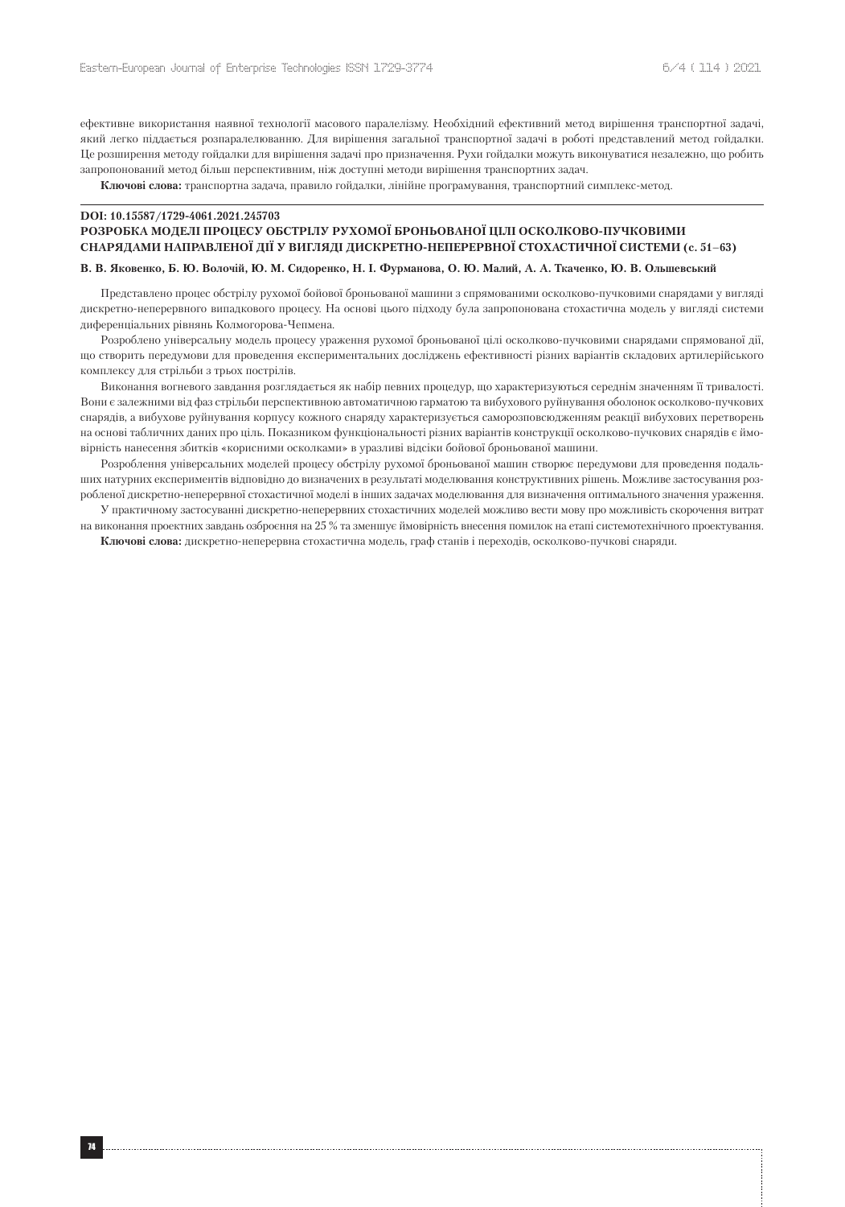ефективне використання наявної технології масового паралелізму. Необхідний ефективний метод вирішення транспортної задачі, який легко піддається розпаралелюванню. Для вирішення загальної транспортної задачі в роботі представлений метод гойдалки. Це розширення методу гойдалки для вирішення задачі про призначення. Рухи гойдалки можуть виконуватися незалежно, що робить запропонований метод більш перспективним, ніж доступні методи вирішення транспортних задач.

**Ключові слова:** транспортна задача, правило гойдалки, лінійне програмування, транспортний симплекс-метод.

---

**DOI: 10.15587/1729-4061.2021.245703**

**РОЗРОБКА МОДЕЛІ ПРОЦЕСУ ОБСТРІЛУ РУХОМОЇ БРОНЬОВАНОЇ ЦІЛІ ОСКОЛКОВО-ПУЧКОВИМИ СНАРЯДАМИ НАПРАВЛЕНОЇ ДІЇ У ВИГЛЯДІ ДИСКРЕТНО-НЕПЕРЕРВНОЇ СТОХАСТИЧНОЇ СИСТЕМИ (с. 51–63)**

**В. В. Яковенко, Б. Ю. Волочій, Ю. М. Сидоренко, Н. І. Фурманова, О. Ю. Малий, А. А. Ткаченко, Ю. В. Ольшевський**

Представлено процес обстрілу рухомої бойової броньованої машини з спрямованими осколково-пучковими снарядами у вигляді дискретно-неперервного випадкового процесу. На основі цього підходу була запропонована стохастична модель у вигляді системи диференціальних рівнянь Колмогорова-Чепмена.

Розроблено універсальну модель процесу ураження рухомої броньованої цілі осколково-пучковими снарядами спрямованої дії, що створить передумови для проведення експериментальних досліджень ефективності різних варіантів складових артилерійського комплексу для стрільби з трьох пострілів.

Виконання вогневого завдання розглядається як набір певних процедур, що характеризуються середнім значенням її тривалості. Вони є залежними від фаз стрільби перспективною автоматичною гарматою та вибухового руйнування оболонок осколково-пучкових снарядів, а вибухове руйнування корпусу кожного снаряду характеризується саморозповсюдженням реакції вибухових перетворень на основі табличних даних про ціль. Показником функціональності різних варіантів конструкції осколково-пучкових снарядів є ймовірність нанесення збитків «корисними осколками» в уразливі відсіки бойової броньованої машини.

Розроблення універсальних моделей процесу обстрілу рухомої броньованої машин створює передумови для проведення подальших натурних експериментів відповідно до визначених в результаті моделювання конструктивних рішень. Можливе застосування розробленої дискретно-неперервної стохастичної моделі в інших задачах моделювання для визначення оптимального значення ураження.

У практичному застосуванні дискретно-неперервних стохастичних моделей можливо вести мову про можливість скорочення витрат на виконання проектних завдань озброєння на 25 % та зменшує ймовірність внесення помилок на етапі системотехнічного проектування.

**Ключові слова:** дискретно-неперервна стохастична модель, граф станів і переходів, осколково-пучкові снаряди.